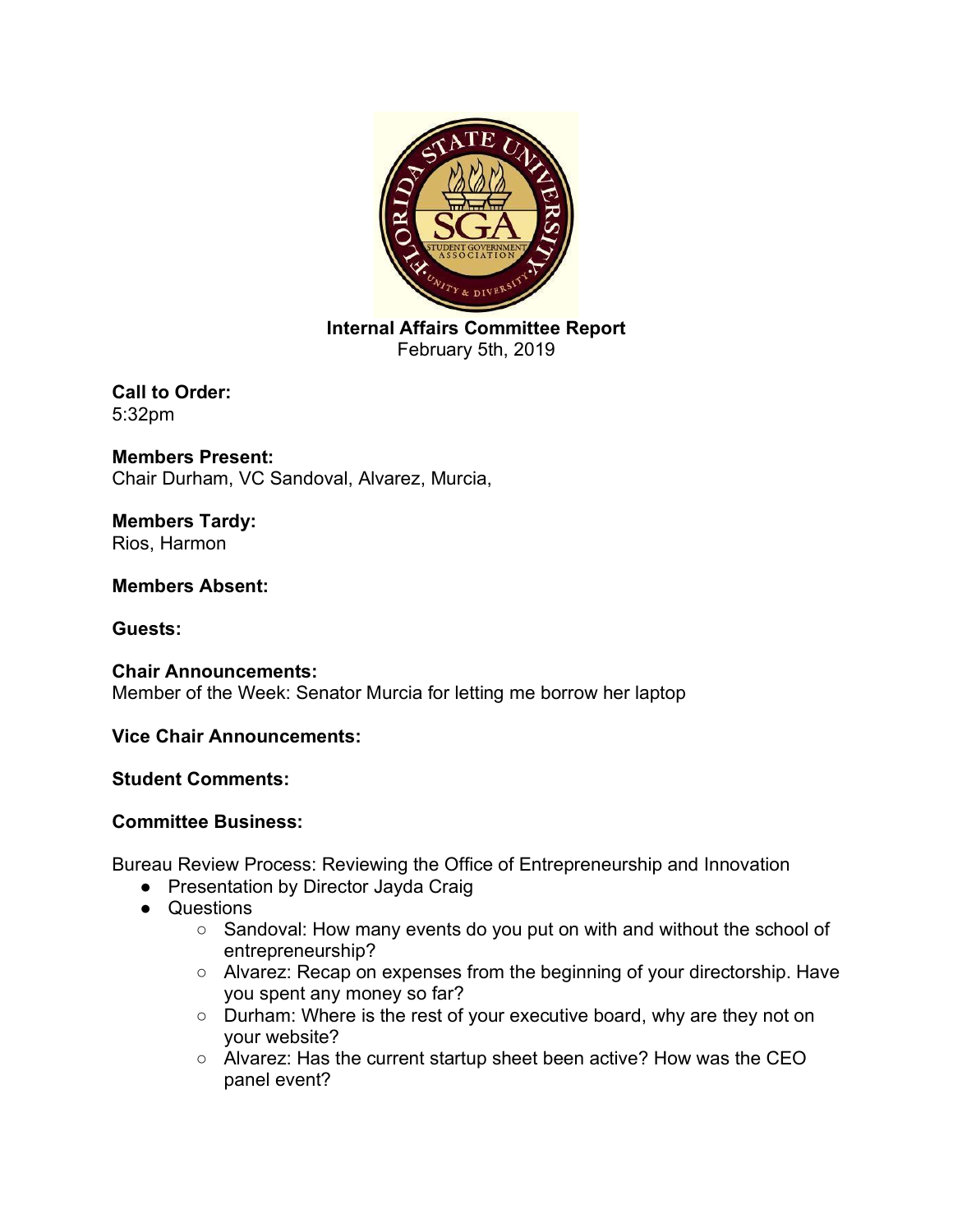**Internal Affairs Committee Report**
February 5th, 2019

**Call to Order:**
5:32pm

**Members Present:**
Chair Durham, VC Sandoval, Alvarez, Murcia,

**Members Tardy:**
Rios, Harmon

**Members Absent:**

**Guests:**

**Chair Announcements:**
Member of the Week: Senator Murcia for letting me borrow her laptop

**Vice Chair Announcements:**

**Student Comments:**

**Committee Business:**

Bureau Review Process: Reviewing the Office of Entrepreneurship and Innovation

- Presentation by Director Jayda Craig
- Questions
    - Sandoval: How many events do you put on with and without the school of entrepreneurship?
    - Alvarez: Recap on expenses from the beginning of your directorship. Have you spent any money so far?
    - Durham: Where is the rest of your executive board, why are they not on your website?
    - Alvarez: Has the current startup sheet been active? How was the CEO panel event?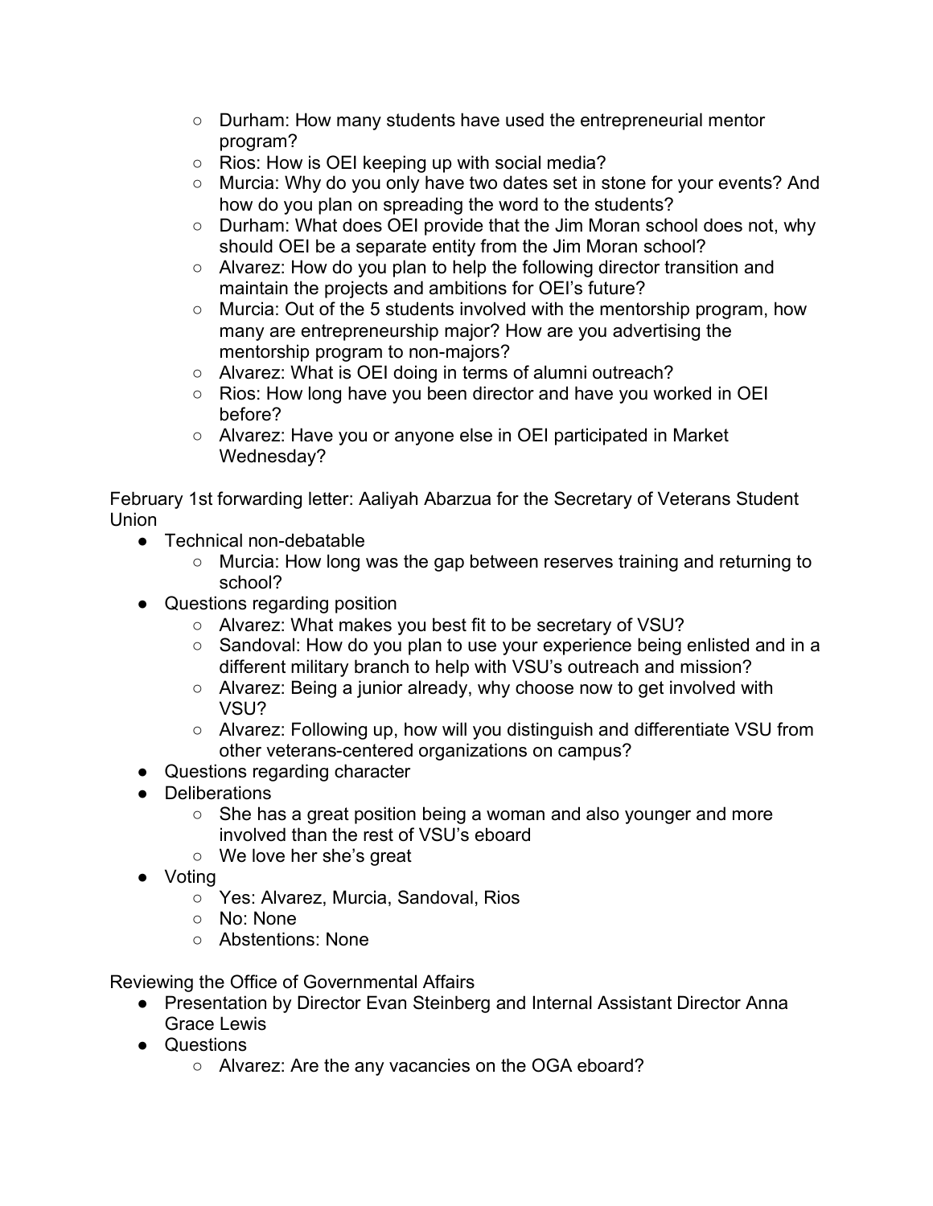- Durham: How many students have used the entrepreneurial mentor program?
- Rios: How is OEI keeping up with social media?
- Murcia: Why do you only have two dates set in stone for your events? And how do you plan on spreading the word to the students?
- Durham: What does OEI provide that the Jim Moran school does not, why should OEI be a separate entity from the Jim Moran school?
- Alvarez: How do you plan to help the following director transition and maintain the projects and ambitions for OEI's future?
- Murcia: Out of the 5 students involved with the mentorship program, how many are entrepreneurship major? How are you advertising the mentorship program to non-majors?
- Alvarez: What is OEI doing in terms of alumni outreach?
- Rios: How long have you been director and have you worked in OEI before?
- Alvarez: Have you or anyone else in OEI participated in Market Wednesday?

February 1st forwarding letter: Aaliyah Abarzua for the Secretary of Veterans Student Union

- Technical non-debatable
  - Murcia: How long was the gap between reserves training and returning to school?
- Questions regarding position
  - Alvarez: What makes you best fit to be secretary of VSU?
  - Sandoval: How do you plan to use your experience being enlisted and in a different military branch to help with VSU's outreach and mission?
  - Alvarez: Being a junior already, why choose now to get involved with VSU?
  - Alvarez: Following up, how will you distinguish and differentiate VSU from other veterans-centered organizations on campus?
- Questions regarding character
- Deliberations
  - She has a great position being a woman and also younger and more involved than the rest of VSU's eboard
  - We love her she's great
- Voting
  - Yes: Alvarez, Murcia, Sandoval, Rios
  - No: None
  - Abstentions: None

Reviewing the Office of Governmental Affairs

- Presentation by Director Evan Steinberg and Internal Assistant Director Anna Grace Lewis
- Questions
  - Alvarez: Are the any vacancies on the OGA eboard?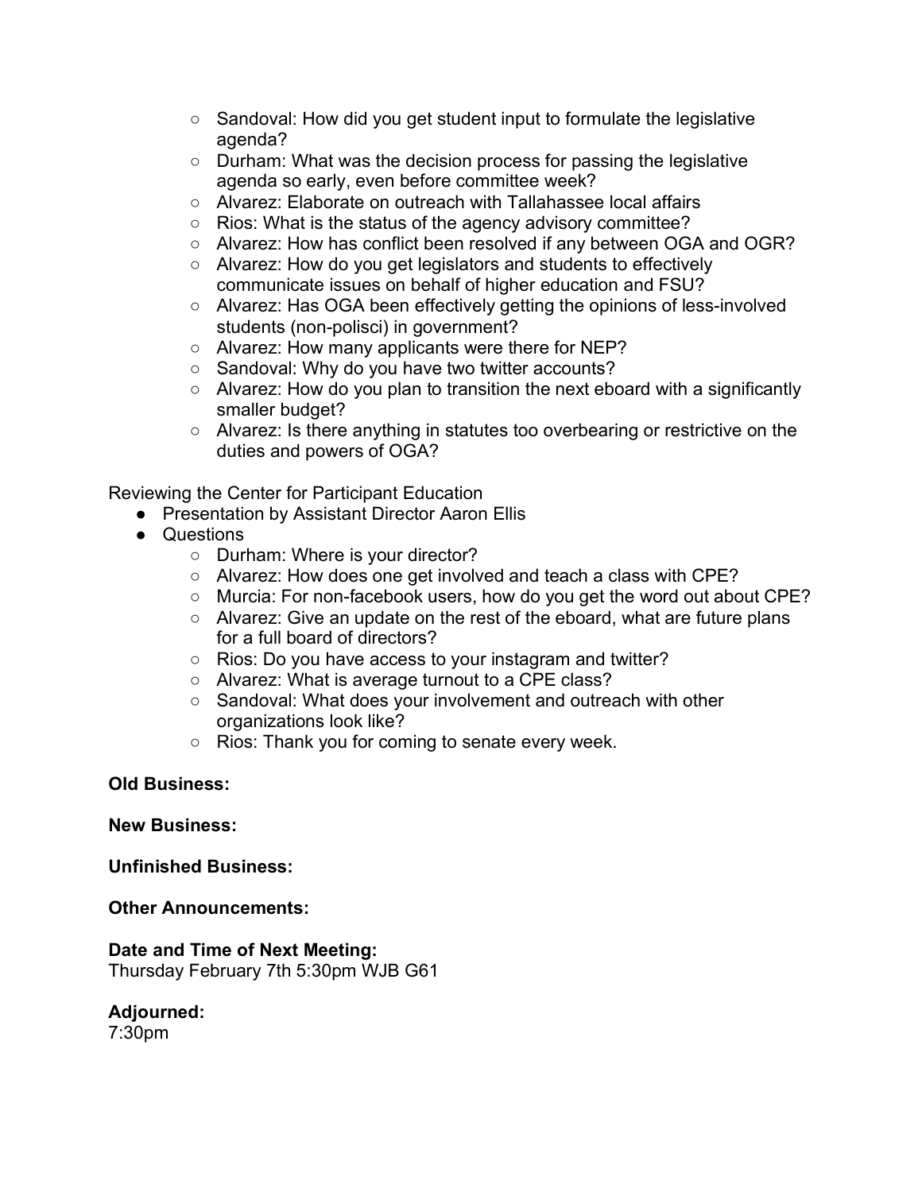- Sandoval: How did you get student input to formulate the legislative agenda?
    - Durham: What was the decision process for passing the legislative agenda so early, even before committee week?
    - Alvarez: Elaborate on outreach with Tallahassee local affairs
    - Rios: What is the status of the agency advisory committee?
    - Alvarez: How has conflict been resolved if any between OGA and OGR?
    - Alvarez: How do you get legislators and students to effectively communicate issues on behalf of higher education and FSU?
    - Alvarez: Has OGA been effectively getting the opinions of less-involved students (non-polisci) in government?
    - Alvarez: How many applicants were there for NEP?
    - Sandoval: Why do you have two twitter accounts?
    - Alvarez: How do you plan to transition the next eboard with a significantly smaller budget?
    - Alvarez: Is there anything in statutes too overbearing or restrictive on the duties and powers of OGA?

Reviewing the Center for Participant Education

- Presentation by Assistant Director Aaron Ellis
- Questions
    - Durham: Where is your director?
    - Alvarez: How does one get involved and teach a class with CPE?
    - Murcia: For non-facebook users, how do you get the word out about CPE?
    - Alvarez: Give an update on the rest of the eboard, what are future plans for a full board of directors?
    - Rios: Do you have access to your instagram and twitter?
    - Alvarez: What is average turnout to a CPE class?
    - Sandoval: What does your involvement and outreach with other organizations look like?
    - Rios: Thank you for coming to senate every week.

**Old Business:**

**New Business:**

**Unfinished Business:**

**Other Announcements:**

**Date and Time of Next Meeting:**
Thursday February 7th 5:30pm WJB G61

**Adjourned:**
7:30pm